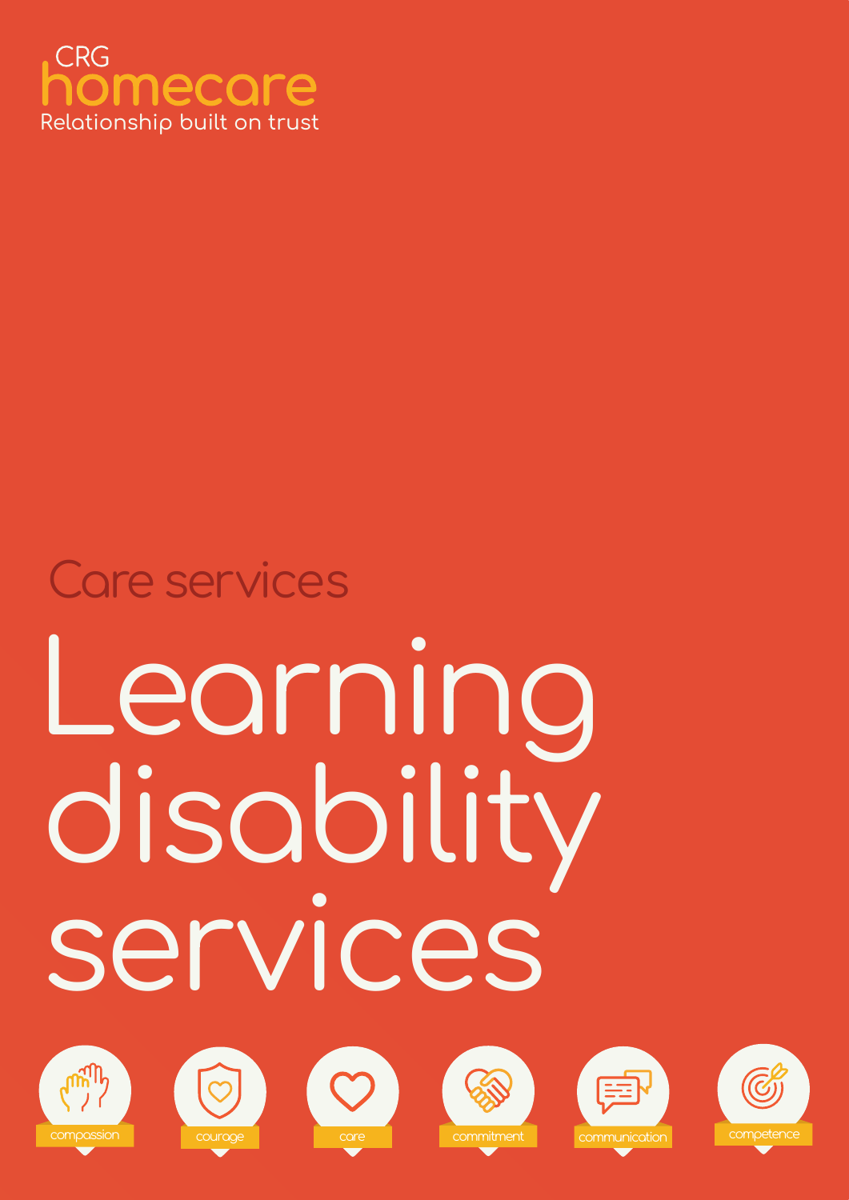CRG
homecare
Relationship built on trust

Care services

# Learning disability services

compassion

courage

care

commitment

communication

competence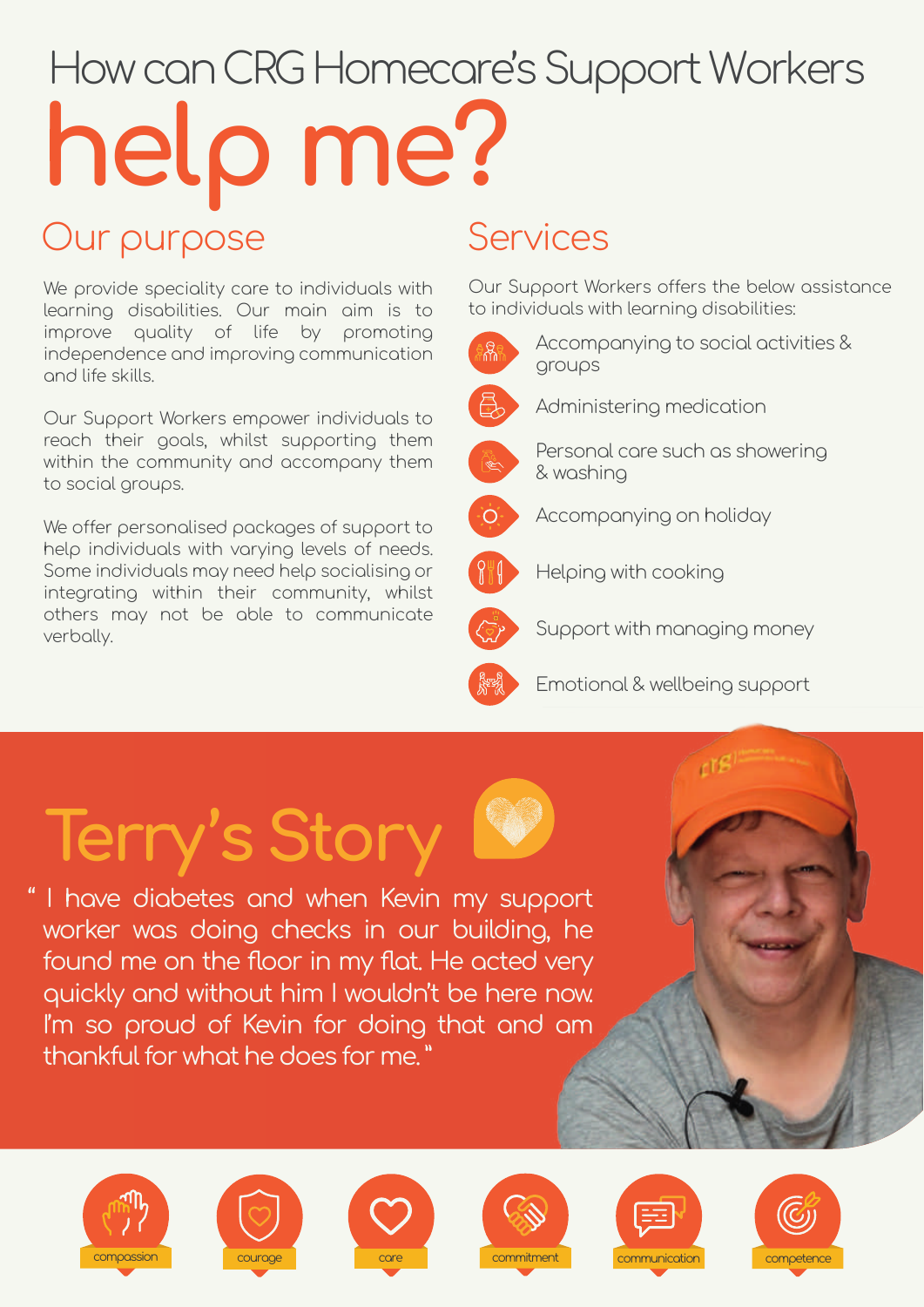# How can CRG Homecare's Support Workers help me?

## Our purpose

We provide speciality care to individuals with learning disabilities. Our main aim is to improve quality of life by promoting independence and improving communication and life skills.

Our Support Workers empower individuals to reach their goals, whilst supporting them within the community and accompany them to social groups.

We offer personalised packages of support to help individuals with varying levels of needs. Some individuals may need help socialising or integrating within their community, whilst others may not be able to communicate verbally.

## Services

Our Support Workers offers the below assistance to individuals with learning disabilities:

- Accompanying to social activities & groups
- Administering medication
- Personal care such as showering & washing
- Accompanying on holiday
- Helping with cooking
- Support with managing money
- Emotional & wellbeing support

## Terry's Story

" I have diabetes and when Kevin my support worker was doing checks in our building, he found me on the floor in my flat. He acted very quickly and without him I wouldn't be here now. I'm so proud of Kevin for doing that and am thankful for what he does for me."

compassion · courage · care · commitment · communication · competence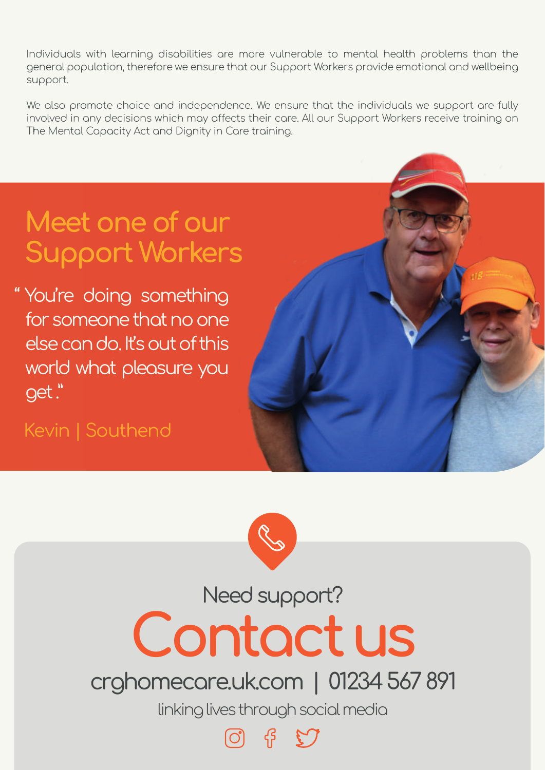Individuals with learning disabilities are more vulnerable to mental health problems than the general population, therefore we ensure that our Support Workers provide emotional and wellbeing support.

We also promote choice and independence. We ensure that the individuals we support are fully involved in any decisions which may affects their care. All our Support Workers receive training on The Mental Capacity Act and Dignity in Care training.

## Meet one of our Support Workers

" You're doing something for someone that no one else can do. It's out of this world what pleasure you get."

Kevin | Southend

Need support?

# Contact us

crghomecare.uk.com | 01234 567 891

linking lives through social media